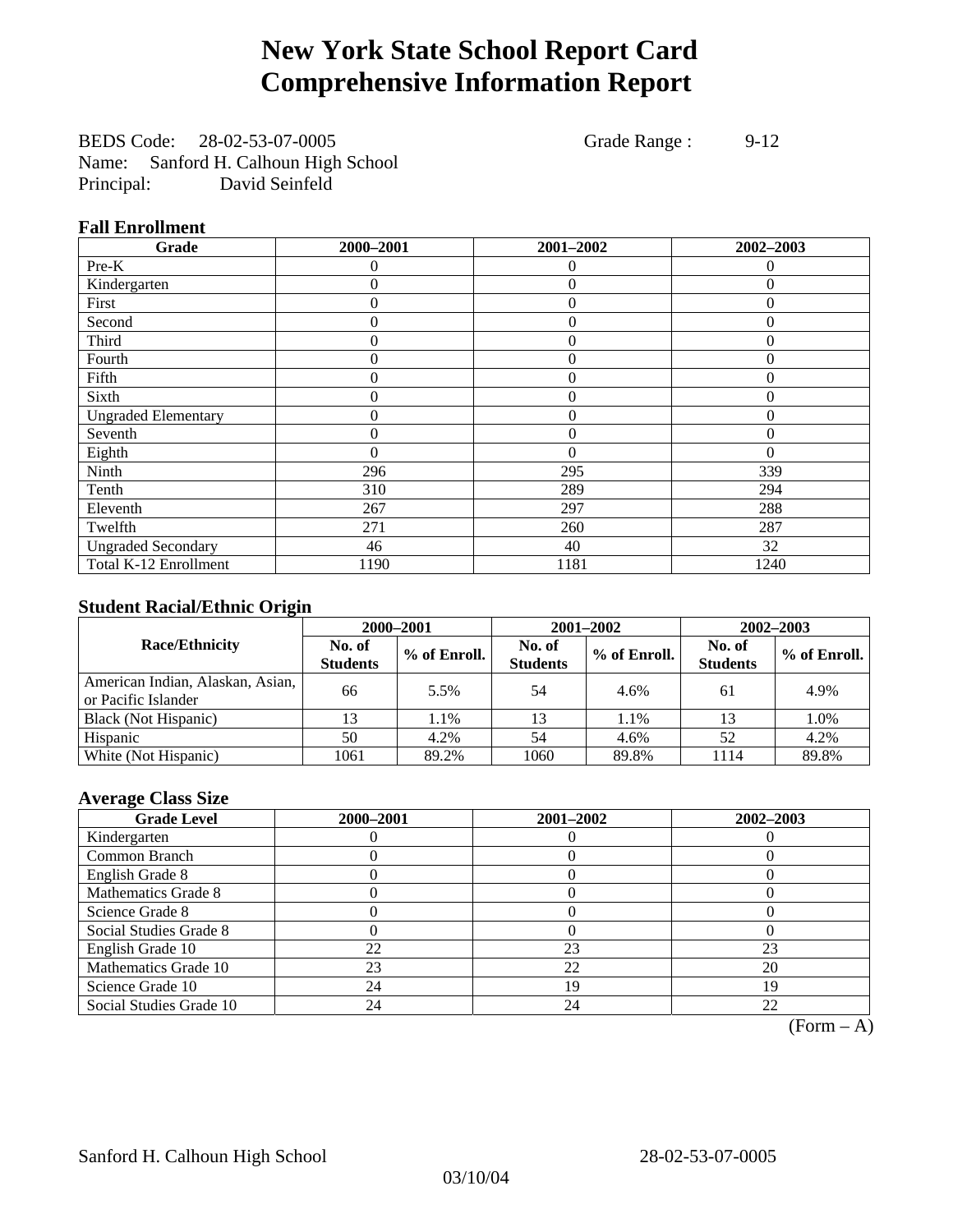# New York State School Report Card
# Comprehensive Information Report

BEDS Code: 28-02-53-07-0005 Grade Range : 9-12
Name: Sanford H. Calhoun High School
Principal: David Seinfeld

### Fall Enrollment

| Grade | 2000–2001 | 2001–2002 | 2002–2003 |
|---|---|---|---|
| Pre-K | 0 | 0 | 0 |
| Kindergarten | 0 | 0 | 0 |
| First | 0 | 0 | 0 |
| Second | 0 | 0 | 0 |
| Third | 0 | 0 | 0 |
| Fourth | 0 | 0 | 0 |
| Fifth | 0 | 0 | 0 |
| Sixth | 0 | 0 | 0 |
| Ungraded Elementary | 0 | 0 | 0 |
| Seventh | 0 | 0 | 0 |
| Eighth | 0 | 0 | 0 |
| Ninth | 296 | 295 | 339 |
| Tenth | 310 | 289 | 294 |
| Eleventh | 267 | 297 | 288 |
| Twelfth | 271 | 260 | 287 |
| Ungraded Secondary | 46 | 40 | 32 |
| Total K-12 Enrollment | 1190 | 1181 | 1240 |

### Student Racial/Ethnic Origin

| Race/Ethnicity | 2000–2001 | | 2001–2002 | | 2002–2003 | |
|---|---|---|---|---|---|---|
| | No. of Students | % of Enroll. | No. of Students | % of Enroll. | No. of Students | % of Enroll. |
| American Indian, Alaskan, Asian, or Pacific Islander | 66 | 5.5% | 54 | 4.6% | 61 | 4.9% |
| Black (Not Hispanic) | 13 | 1.1% | 13 | 1.1% | 13 | 1.0% |
| Hispanic | 50 | 4.2% | 54 | 4.6% | 52 | 4.2% |
| White (Not Hispanic) | 1061 | 89.2% | 1060 | 89.8% | 1114 | 89.8% |

### Average Class Size

| Grade Level | 2000–2001 | 2001–2002 | 2002–2003 |
|---|---|---|---|
| Kindergarten | 0 | 0 | 0 |
| Common Branch | 0 | 0 | 0 |
| English Grade 8 | 0 | 0 | 0 |
| Mathematics Grade 8 | 0 | 0 | 0 |
| Science Grade 8 | 0 | 0 | 0 |
| Social Studies Grade 8 | 0 | 0 | 0 |
| English Grade 10 | 22 | 23 | 23 |
| Mathematics Grade 10 | 23 | 22 | 20 |
| Science Grade 10 | 24 | 19 | 19 |
| Social Studies Grade 10 | 24 | 24 | 22 |

(Form – A)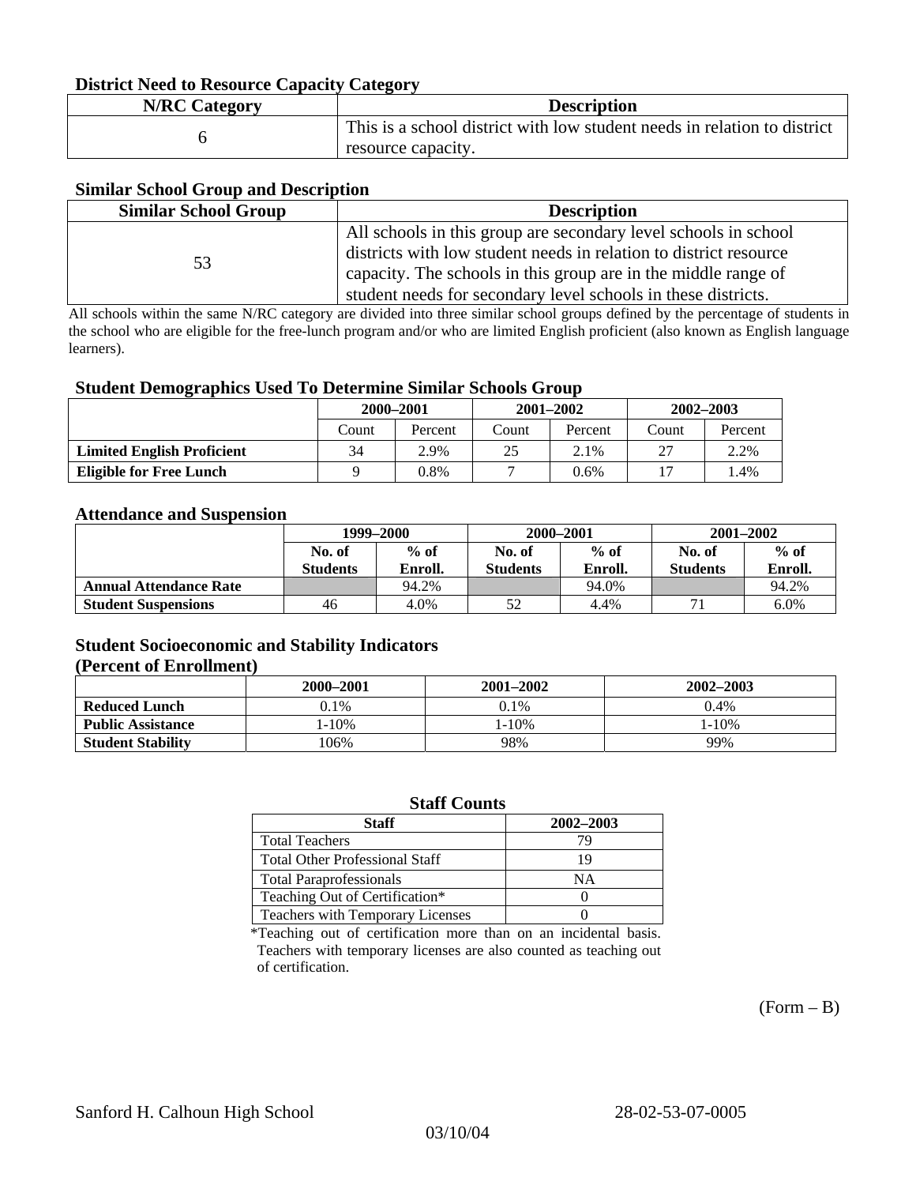### District Need to Resource Capacity Category

| N/RC Category | Description |
|---|---|
| 6 | This is a school district with low student needs in relation to district resource capacity. |

### Similar School Group and Description

| Similar School Group | Description |
|---|---|
| 53 | All schools in this group are secondary level schools in school districts with low student needs in relation to district resource capacity. The schools in this group are in the middle range of student needs for secondary level schools in these districts. |

All schools within the same N/RC category are divided into three similar school groups defined by the percentage of students in the school who are eligible for the free-lunch program and/or who are limited English proficient (also known as English language learners).

### Student Demographics Used To Determine Similar Schools Group

| | 2000–2001 | | 2001–2002 | | 2002–2003 | |
|---|---|---|---|---|---|---|
| | Count | Percent | Count | Percent | Count | Percent |
| **Limited English Proficient** | 34 | 2.9% | 25 | 2.1% | 27 | 2.2% |
| **Eligible for Free Lunch** | 9 | 0.8% | 7 | 0.6% | 17 | 1.4% |

### Attendance and Suspension

| | 1999–2000 | | 2000–2001 | | 2001–2002 | |
|---|---|---|---|---|---|---|
| | No. of Students | % of Enroll. | No. of Students | % of Enroll. | No. of Students | % of Enroll. |
| **Annual Attendance Rate** | | 94.2% | | 94.0% | | 94.2% |
| **Student Suspensions** | 46 | 4.0% | 52 | 4.4% | 71 | 6.0% |

### Student Socioeconomic and Stability Indicators
### (Percent of Enrollment)

| | 2000–2001 | 2001–2002 | 2002–2003 |
|---|---|---|---|
| **Reduced Lunch** | 0.1% | 0.1% | 0.4% |
| **Public Assistance** | 1-10% | 1-10% | 1-10% |
| **Student Stability** | 106% | 98% | 99% |

### Staff Counts

| Staff | 2002–2003 |
|---|---|
| Total Teachers | 79 |
| Total Other Professional Staff | 19 |
| Total Paraprofessionals | NA |
| Teaching Out of Certification* | 0 |
| Teachers with Temporary Licenses | 0 |

*Teaching out of certification more than on an incidental basis. Teachers with temporary licenses are also counted as teaching out of certification.

(Form – B)

Sanford H. Calhoun High School 28-02-53-07-0005

03/10/04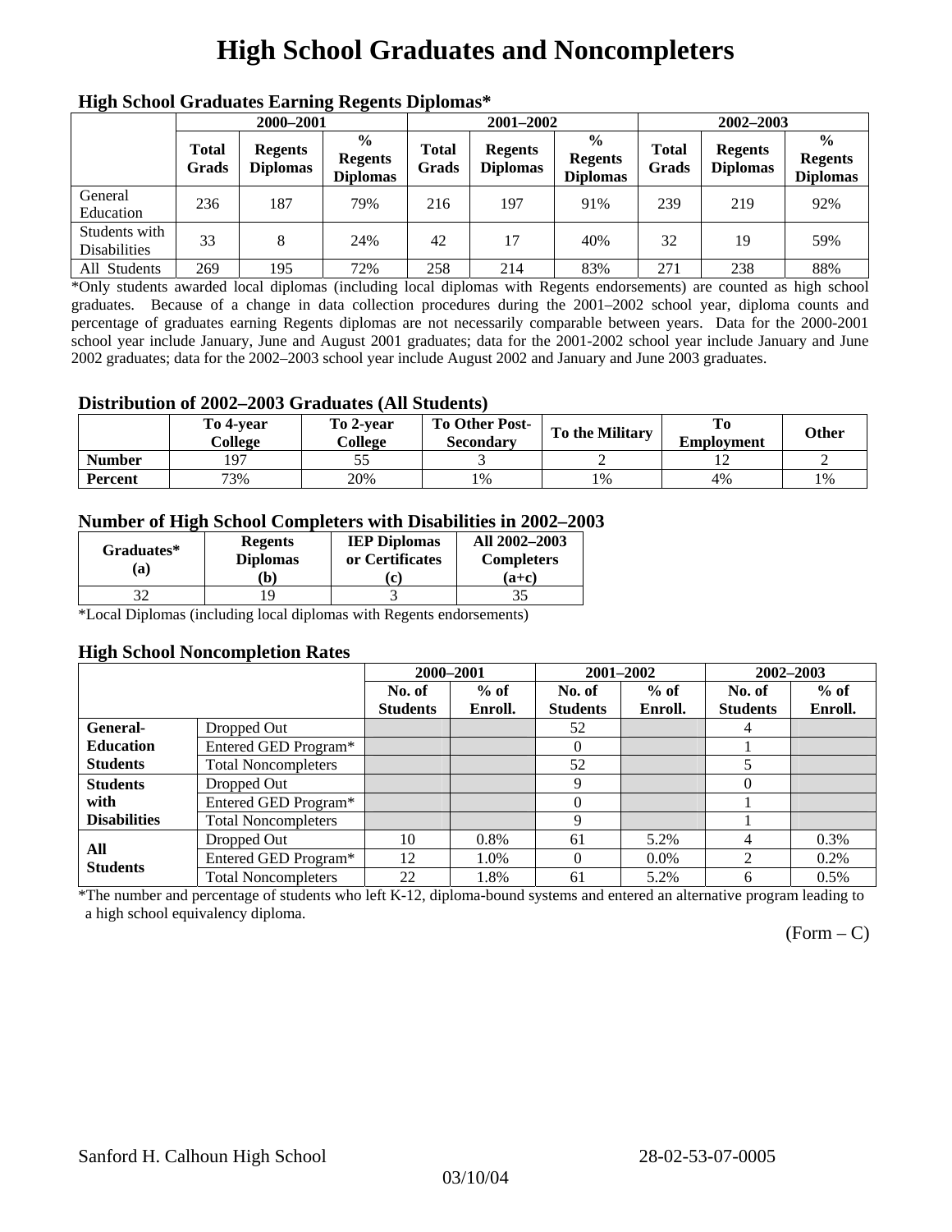# High School Graduates and Noncompleters

### High School Graduates Earning Regents Diplomas*

| | 2000–2001 | | | 2001–2002 | | | 2002–2003 | | |
|---|---|---|---|---|---|---|---|---|---|
| | Total Grads | Regents Diplomas | % Regents Diplomas | Total Grads | Regents Diplomas | % Regents Diplomas | Total Grads | Regents Diplomas | % Regents Diplomas |
| General Education | 236 | 187 | 79% | 216 | 197 | 91% | 239 | 219 | 92% |
| Students with Disabilities | 33 | 8 | 24% | 42 | 17 | 40% | 32 | 19 | 59% |
| All Students | 269 | 195 | 72% | 258 | 214 | 83% | 271 | 238 | 88% |

*Only students awarded local diplomas (including local diplomas with Regents endorsements) are counted as high school graduates. Because of a change in data collection procedures during the 2001–2002 school year, diploma counts and percentage of graduates earning Regents diplomas are not necessarily comparable between years. Data for the 2000-2001 school year include January, June and August 2001 graduates; data for the 2001-2002 school year include January and June 2002 graduates; data for the 2002–2003 school year include August 2002 and January and June 2003 graduates.

### Distribution of 2002–2003 Graduates (All Students)

| | To 4-year College | To 2-year College | To Other Post-Secondary | To the Military | To Employment | Other |
|---|---|---|---|---|---|---|
| Number | 197 | 55 | 3 | 2 | 12 | 2 |
| Percent | 73% | 20% | 1% | 1% | 4% | 1% |

### Number of High School Completers with Disabilities in 2002–2003

| Graduates* (a) | Regents Diplomas (b) | IEP Diplomas or Certificates (c) | All 2002–2003 Completers (a+c) |
|---|---|---|---|
| 32 | 19 | 3 | 35 |

*Local Diplomas (including local diplomas with Regents endorsements)

### High School Noncompletion Rates

| | | 2000–2001 | | 2001–2002 | | 2002–2003 | |
|---|---|---|---|---|---|---|---|
| | | No. of Students | % of Enroll. | No. of Students | % of Enroll. | No. of Students | % of Enroll. |
| General-Education Students | Dropped Out | | | 52 | | 4 | |
| | Entered GED Program* | | | 0 | | 1 | |
| | Total Noncompleters | | | 52 | | 5 | |
| Students with Disabilities | Dropped Out | | | 9 | | 0 | |
| | Entered GED Program* | | | 0 | | 1 | |
| | Total Noncompleters | | | 9 | | 1 | |
| All Students | Dropped Out | 10 | 0.8% | 61 | 5.2% | 4 | 0.3% |
| | Entered GED Program* | 12 | 1.0% | 0 | 0.0% | 2 | 0.2% |
| | Total Noncompleters | 22 | 1.8% | 61 | 5.2% | 6 | 0.5% |

*The number and percentage of students who left K-12, diploma-bound systems and entered an alternative program leading to a high school equivalency diploma.

(Form – C)

Sanford H. Calhoun High School 28-02-53-07-0005

03/10/04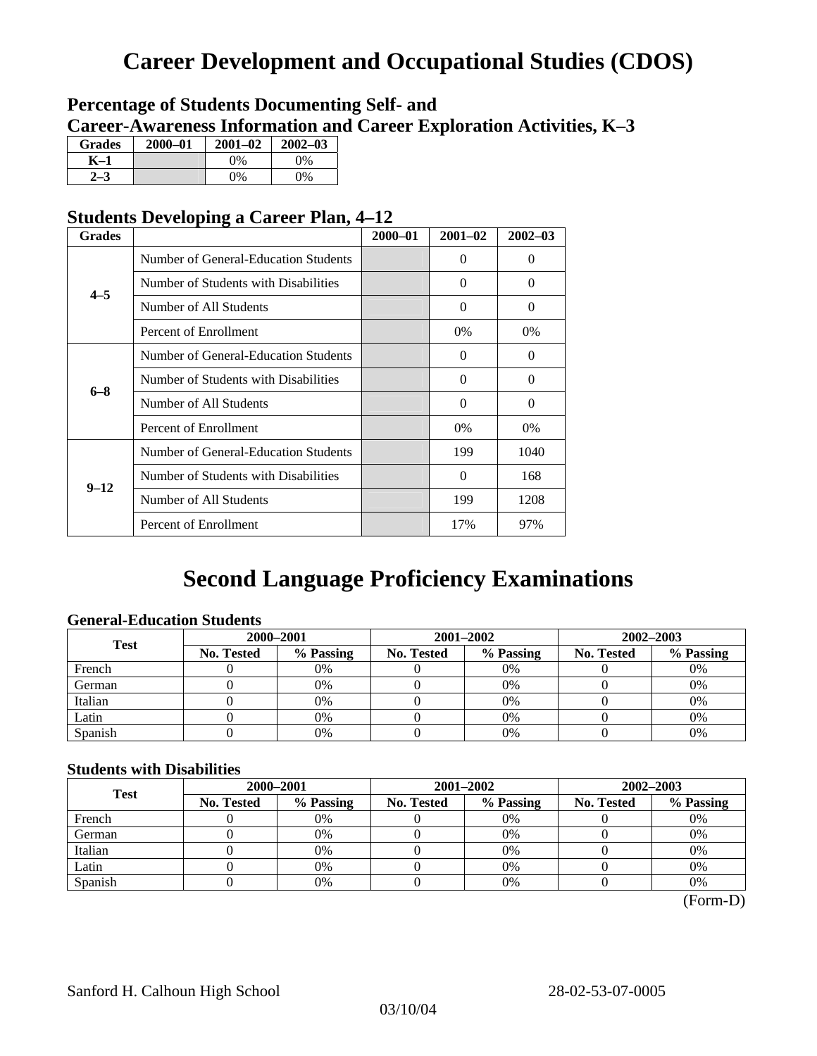# Career Development and Occupational Studies (CDOS)

### Percentage of Students Documenting Self- and Career-Awareness Information and Career Exploration Activities, K–3

| Grades | 2000–01 | 2001–02 | 2002–03 |
|---|---|---|---|
| K–1 | | 0% | 0% |
| 2–3 | | 0% | 0% |

### Students Developing a Career Plan, 4–12

| Grades | | 2000–01 | 2001–02 | 2002–03 |
|---|---|---|---|---|
| 4–5 | Number of General-Education Students | | 0 | 0 |
| | Number of Students with Disabilities | | 0 | 0 |
| | Number of All Students | | 0 | 0 |
| | Percent of Enrollment | | 0% | 0% |
| 6–8 | Number of General-Education Students | | 0 | 0 |
| | Number of Students with Disabilities | | 0 | 0 |
| | Number of All Students | | 0 | 0 |
| | Percent of Enrollment | | 0% | 0% |
| 9–12 | Number of General-Education Students | | 199 | 1040 |
| | Number of Students with Disabilities | | 0 | 168 |
| | Number of All Students | | 199 | 1208 |
| | Percent of Enrollment | | 17% | 97% |

# Second Language Proficiency Examinations

### General-Education Students

| Test | 2000–2001 | | 2001–2002 | | 2002–2003 | |
|---|---|---|---|---|---|---|
| | No. Tested | % Passing | No. Tested | % Passing | No. Tested | % Passing |
| French | 0 | 0% | 0 | 0% | 0 | 0% |
| German | 0 | 0% | 0 | 0% | 0 | 0% |
| Italian | 0 | 0% | 0 | 0% | 0 | 0% |
| Latin | 0 | 0% | 0 | 0% | 0 | 0% |
| Spanish | 0 | 0% | 0 | 0% | 0 | 0% |

### Students with Disabilities

| Test | 2000–2001 | | 2001–2002 | | 2002–2003 | |
|---|---|---|---|---|---|---|
| | No. Tested | % Passing | No. Tested | % Passing | No. Tested | % Passing |
| French | 0 | 0% | 0 | 0% | 0 | 0% |
| German | 0 | 0% | 0 | 0% | 0 | 0% |
| Italian | 0 | 0% | 0 | 0% | 0 | 0% |
| Latin | 0 | 0% | 0 | 0% | 0 | 0% |
| Spanish | 0 | 0% | 0 | 0% | 0 | 0% |

(Form-D)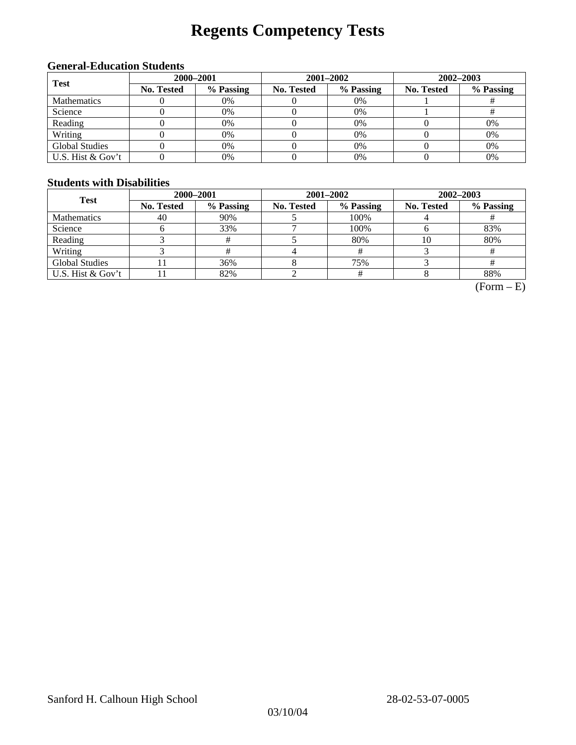# Regents Competency Tests

### General-Education Students

| Test | 2000–2001 | | 2001–2002 | | 2002–2003 | |
|---|---|---|---|---|---|---|
| | No. Tested | % Passing | No. Tested | % Passing | No. Tested | % Passing |
| Mathematics | 0 | 0% | 0 | 0% | 1 | # |
| Science | 0 | 0% | 0 | 0% | 1 | # |
| Reading | 0 | 0% | 0 | 0% | 0 | 0% |
| Writing | 0 | 0% | 0 | 0% | 0 | 0% |
| Global Studies | 0 | 0% | 0 | 0% | 0 | 0% |
| U.S. Hist & Gov't | 0 | 0% | 0 | 0% | 0 | 0% |

### Students with Disabilities

| Test | 2000–2001 | | 2001–2002 | | 2002–2003 | |
|---|---|---|---|---|---|---|
| | No. Tested | % Passing | No. Tested | % Passing | No. Tested | % Passing |
| Mathematics | 40 | 90% | 5 | 100% | 4 | # |
| Science | 6 | 33% | 7 | 100% | 6 | 83% |
| Reading | 3 | # | 5 | 80% | 10 | 80% |
| Writing | 3 | # | 4 | # | 3 | # |
| Global Studies | 11 | 36% | 8 | 75% | 3 | # |
| U.S. Hist & Gov't | 11 | 82% | 2 | # | 8 | 88% |

(Form – E)

Sanford H. Calhoun High School 28-02-53-07-0005

03/10/04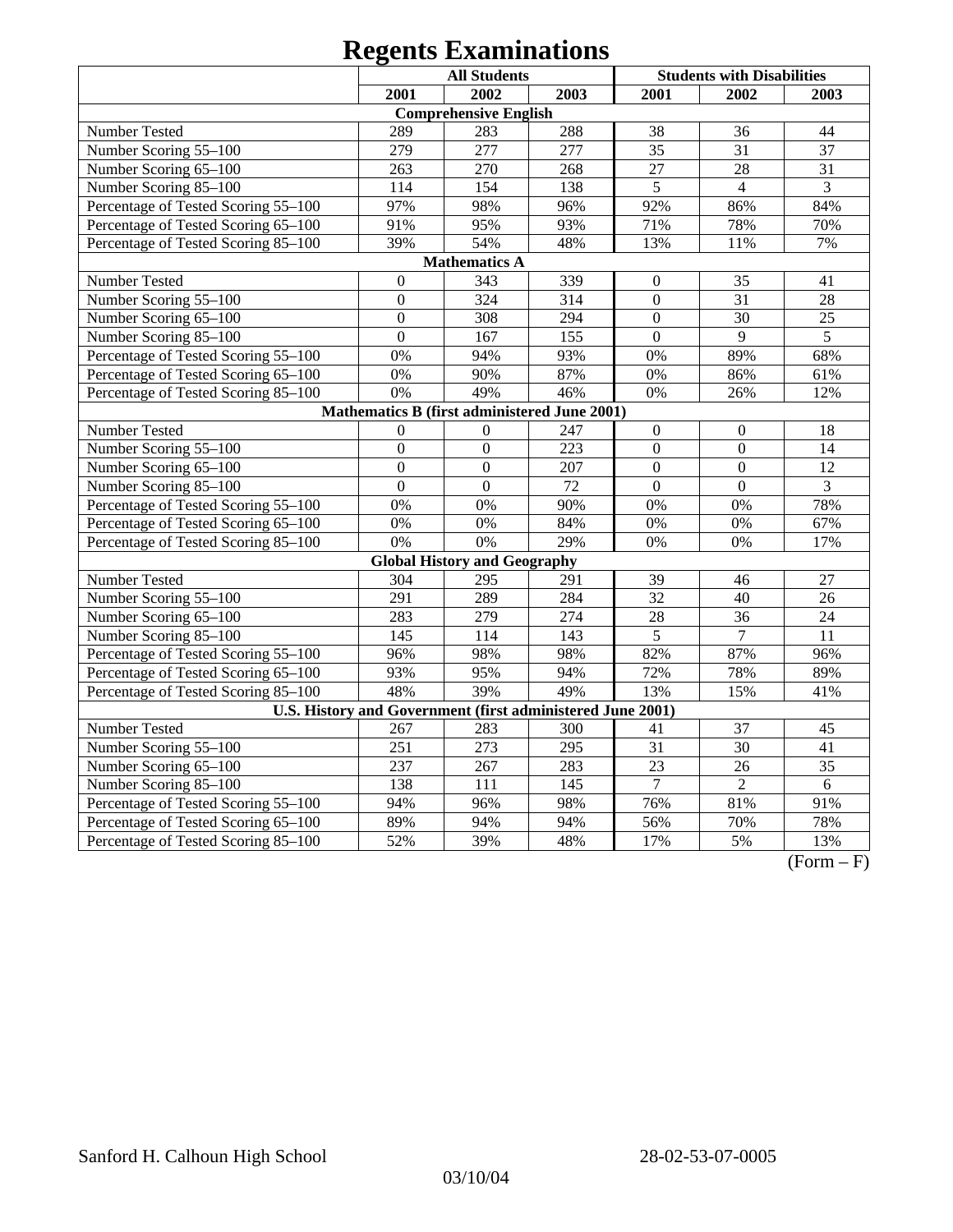# Regents Examinations

| | All Students | | | Students with Disabilities | | |
|---|---|---|---|---|---|---|
| | 2001 | 2002 | 2003 | 2001 | 2002 | 2003 |
| **Comprehensive English** | | | | | | |
| Number Tested | 289 | 283 | 288 | 38 | 36 | 44 |
| Number Scoring 55–100 | 279 | 277 | 277 | 35 | 31 | 37 |
| Number Scoring 65–100 | 263 | 270 | 268 | 27 | 28 | 31 |
| Number Scoring 85–100 | 114 | 154 | 138 | 5 | 4 | 3 |
| Percentage of Tested Scoring 55–100 | 97% | 98% | 96% | 92% | 86% | 84% |
| Percentage of Tested Scoring 65–100 | 91% | 95% | 93% | 71% | 78% | 70% |
| Percentage of Tested Scoring 85–100 | 39% | 54% | 48% | 13% | 11% | 7% |
| **Mathematics A** | | | | | | |
| Number Tested | 0 | 343 | 339 | 0 | 35 | 41 |
| Number Scoring 55–100 | 0 | 324 | 314 | 0 | 31 | 28 |
| Number Scoring 65–100 | 0 | 308 | 294 | 0 | 30 | 25 |
| Number Scoring 85–100 | 0 | 167 | 155 | 0 | 9 | 5 |
| Percentage of Tested Scoring 55–100 | 0% | 94% | 93% | 0% | 89% | 68% |
| Percentage of Tested Scoring 65–100 | 0% | 90% | 87% | 0% | 86% | 61% |
| Percentage of Tested Scoring 85–100 | 0% | 49% | 46% | 0% | 26% | 12% |
| **Mathematics B (first administered June 2001)** | | | | | | |
| Number Tested | 0 | 0 | 247 | 0 | 0 | 18 |
| Number Scoring 55–100 | 0 | 0 | 223 | 0 | 0 | 14 |
| Number Scoring 65–100 | 0 | 0 | 207 | 0 | 0 | 12 |
| Number Scoring 85–100 | 0 | 0 | 72 | 0 | 0 | 3 |
| Percentage of Tested Scoring 55–100 | 0% | 0% | 90% | 0% | 0% | 78% |
| Percentage of Tested Scoring 65–100 | 0% | 0% | 84% | 0% | 0% | 67% |
| Percentage of Tested Scoring 85–100 | 0% | 0% | 29% | 0% | 0% | 17% |
| **Global History and Geography** | | | | | | |
| Number Tested | 304 | 295 | 291 | 39 | 46 | 27 |
| Number Scoring 55–100 | 291 | 289 | 284 | 32 | 40 | 26 |
| Number Scoring 65–100 | 283 | 279 | 274 | 28 | 36 | 24 |
| Number Scoring 85–100 | 145 | 114 | 143 | 5 | 7 | 11 |
| Percentage of Tested Scoring 55–100 | 96% | 98% | 98% | 82% | 87% | 96% |
| Percentage of Tested Scoring 65–100 | 93% | 95% | 94% | 72% | 78% | 89% |
| Percentage of Tested Scoring 85–100 | 48% | 39% | 49% | 13% | 15% | 41% |
| **U.S. History and Government (first administered June 2001)** | | | | | | |
| Number Tested | 267 | 283 | 300 | 41 | 37 | 45 |
| Number Scoring 55–100 | 251 | 273 | 295 | 31 | 30 | 41 |
| Number Scoring 65–100 | 237 | 267 | 283 | 23 | 26 | 35 |
| Number Scoring 85–100 | 138 | 111 | 145 | 7 | 2 | 6 |
| Percentage of Tested Scoring 55–100 | 94% | 96% | 98% | 76% | 81% | 91% |
| Percentage of Tested Scoring 65–100 | 89% | 94% | 94% | 56% | 70% | 78% |
| Percentage of Tested Scoring 85–100 | 52% | 39% | 48% | 17% | 5% | 13% |

(Form – F)

Sanford H. Calhoun High School 28-02-53-07-0005

03/10/04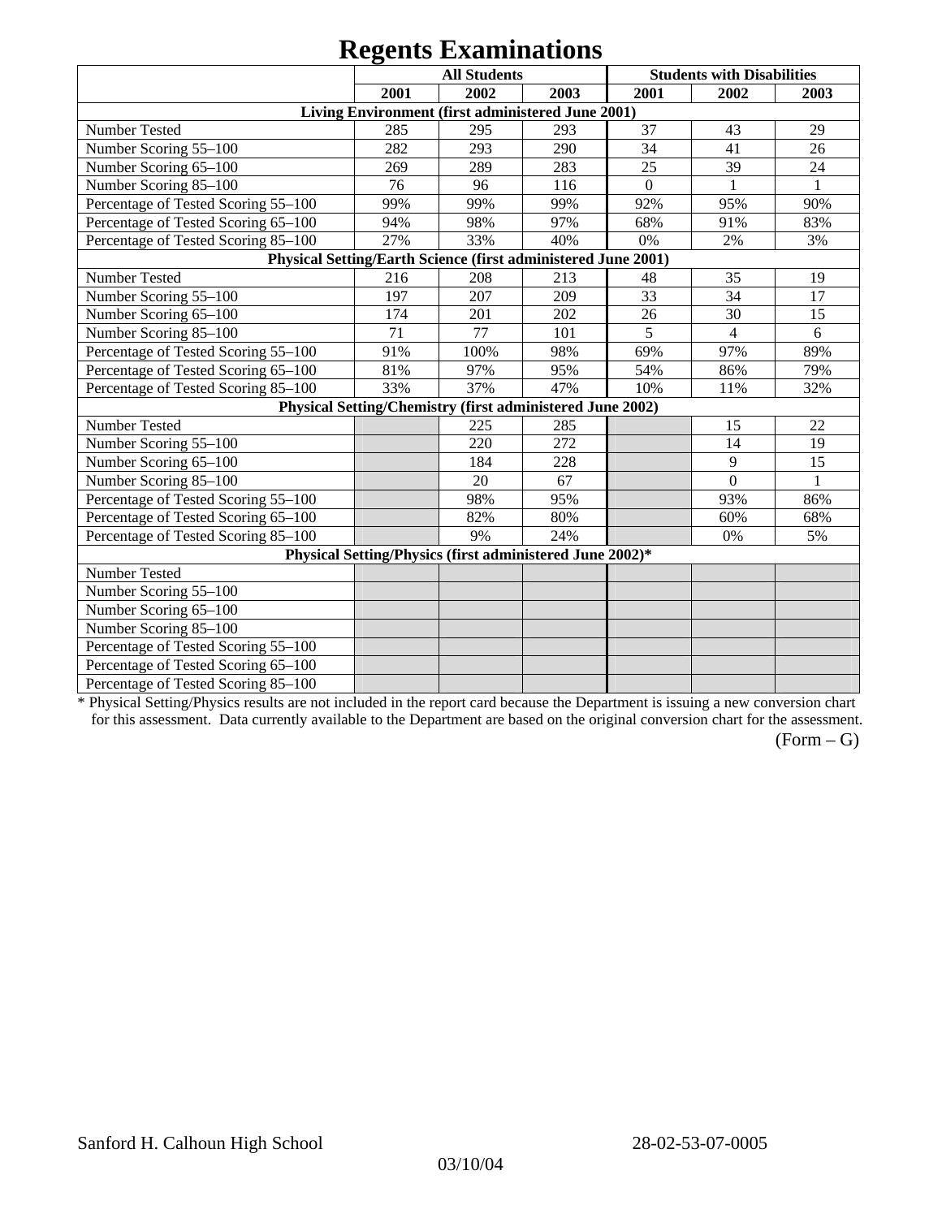# Regents Examinations

| | All Students | | | Students with Disabilities | | |
|---|---|---|---|---|---|---|
| | 2001 | 2002 | 2003 | 2001 | 2002 | 2003 |
| **Living Environment (first administered June 2001)** | | | | | | |
| Number Tested | 285 | 295 | 293 | 37 | 43 | 29 |
| Number Scoring 55–100 | 282 | 293 | 290 | 34 | 41 | 26 |
| Number Scoring 65–100 | 269 | 289 | 283 | 25 | 39 | 24 |
| Number Scoring 85–100 | 76 | 96 | 116 | 0 | 1 | 1 |
| Percentage of Tested Scoring 55–100 | 99% | 99% | 99% | 92% | 95% | 90% |
| Percentage of Tested Scoring 65–100 | 94% | 98% | 97% | 68% | 91% | 83% |
| Percentage of Tested Scoring 85–100 | 27% | 33% | 40% | 0% | 2% | 3% |
| **Physical Setting/Earth Science (first administered June 2001)** | | | | | | |
| Number Tested | 216 | 208 | 213 | 48 | 35 | 19 |
| Number Scoring 55–100 | 197 | 207 | 209 | 33 | 34 | 17 |
| Number Scoring 65–100 | 174 | 201 | 202 | 26 | 30 | 15 |
| Number Scoring 85–100 | 71 | 77 | 101 | 5 | 4 | 6 |
| Percentage of Tested Scoring 55–100 | 91% | 100% | 98% | 69% | 97% | 89% |
| Percentage of Tested Scoring 65–100 | 81% | 97% | 95% | 54% | 86% | 79% |
| Percentage of Tested Scoring 85–100 | 33% | 37% | 47% | 10% | 11% | 32% |
| **Physical Setting/Chemistry (first administered June 2002)** | | | | | | |
| Number Tested | | 225 | 285 | | 15 | 22 |
| Number Scoring 55–100 | | 220 | 272 | | 14 | 19 |
| Number Scoring 65–100 | | 184 | 228 | | 9 | 15 |
| Number Scoring 85–100 | | 20 | 67 | | 0 | 1 |
| Percentage of Tested Scoring 55–100 | | 98% | 95% | | 93% | 86% |
| Percentage of Tested Scoring 65–100 | | 82% | 80% | | 60% | 68% |
| Percentage of Tested Scoring 85–100 | | 9% | 24% | | 0% | 5% |
| **Physical Setting/Physics (first administered June 2002)*** | | | | | | |
| Number Tested | | | | | | |
| Number Scoring 55–100 | | | | | | |
| Number Scoring 65–100 | | | | | | |
| Number Scoring 85–100 | | | | | | |
| Percentage of Tested Scoring 55–100 | | | | | | |
| Percentage of Tested Scoring 65–100 | | | | | | |
| Percentage of Tested Scoring 85–100 | | | | | | |

* Physical Setting/Physics results are not included in the report card because the Department is issuing a new conversion chart for this assessment. Data currently available to the Department are based on the original conversion chart for the assessment.

(Form – G)

Sanford H. Calhoun High School 28-02-53-07-0005

03/10/04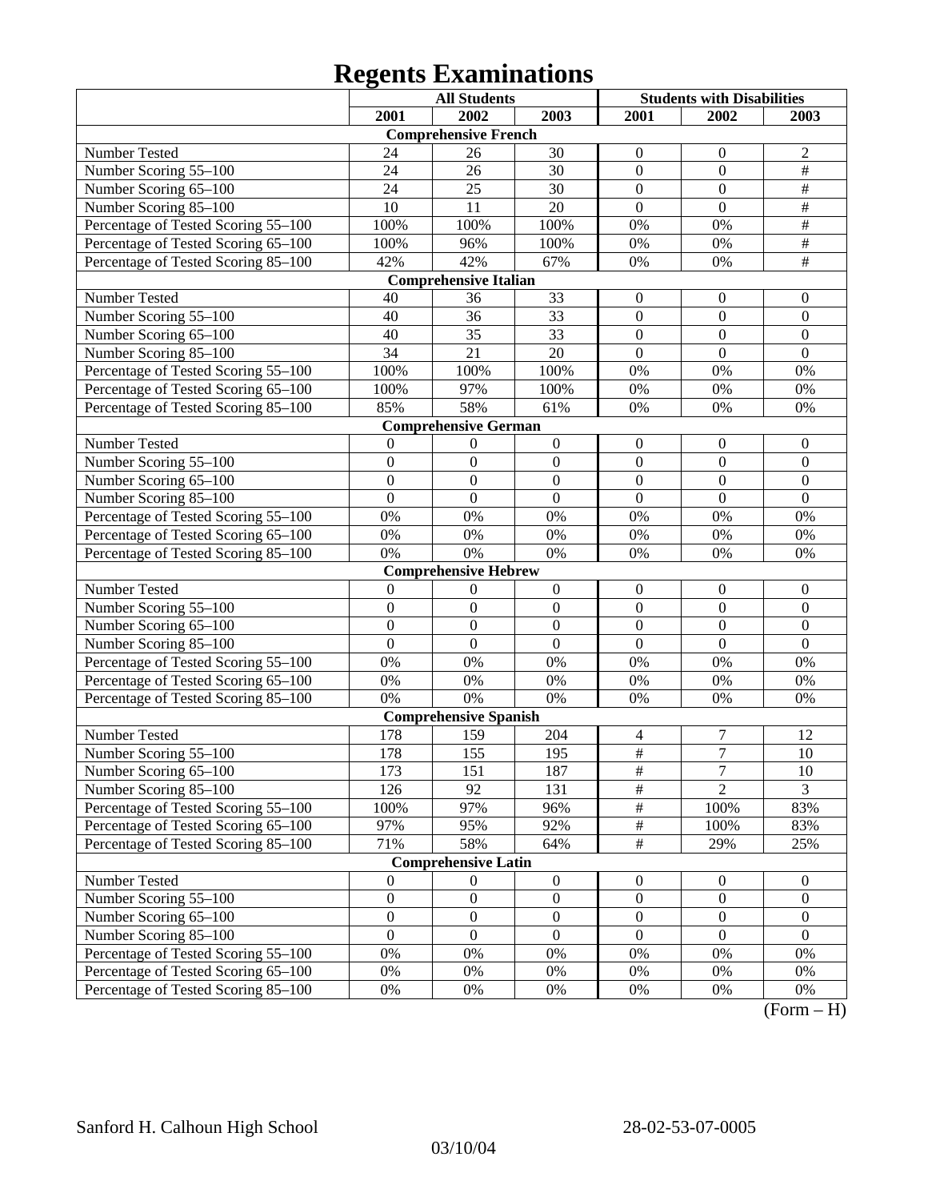# Regents Examinations

| | All Students | | | Students with Disabilities | | |
|---|---|---|---|---|---|---|
| | 2001 | 2002 | 2003 | 2001 | 2002 | 2003 |
| **Comprehensive French** | | | | | | |
| Number Tested | 24 | 26 | 30 | 0 | 0 | 2 |
| Number Scoring 55–100 | 24 | 26 | 30 | 0 | 0 | # |
| Number Scoring 65–100 | 24 | 25 | 30 | 0 | 0 | # |
| Number Scoring 85–100 | 10 | 11 | 20 | 0 | 0 | # |
| Percentage of Tested Scoring 55–100 | 100% | 100% | 100% | 0% | 0% | # |
| Percentage of Tested Scoring 65–100 | 100% | 96% | 100% | 0% | 0% | # |
| Percentage of Tested Scoring 85–100 | 42% | 42% | 67% | 0% | 0% | # |
| **Comprehensive Italian** | | | | | | |
| Number Tested | 40 | 36 | 33 | 0 | 0 | 0 |
| Number Scoring 55–100 | 40 | 36 | 33 | 0 | 0 | 0 |
| Number Scoring 65–100 | 40 | 35 | 33 | 0 | 0 | 0 |
| Number Scoring 85–100 | 34 | 21 | 20 | 0 | 0 | 0 |
| Percentage of Tested Scoring 55–100 | 100% | 100% | 100% | 0% | 0% | 0% |
| Percentage of Tested Scoring 65–100 | 100% | 97% | 100% | 0% | 0% | 0% |
| Percentage of Tested Scoring 85–100 | 85% | 58% | 61% | 0% | 0% | 0% |
| **Comprehensive German** | | | | | | |
| Number Tested | 0 | 0 | 0 | 0 | 0 | 0 |
| Number Scoring 55–100 | 0 | 0 | 0 | 0 | 0 | 0 |
| Number Scoring 65–100 | 0 | 0 | 0 | 0 | 0 | 0 |
| Number Scoring 85–100 | 0 | 0 | 0 | 0 | 0 | 0 |
| Percentage of Tested Scoring 55–100 | 0% | 0% | 0% | 0% | 0% | 0% |
| Percentage of Tested Scoring 65–100 | 0% | 0% | 0% | 0% | 0% | 0% |
| Percentage of Tested Scoring 85–100 | 0% | 0% | 0% | 0% | 0% | 0% |
| **Comprehensive Hebrew** | | | | | | |
| Number Tested | 0 | 0 | 0 | 0 | 0 | 0 |
| Number Scoring 55–100 | 0 | 0 | 0 | 0 | 0 | 0 |
| Number Scoring 65–100 | 0 | 0 | 0 | 0 | 0 | 0 |
| Number Scoring 85–100 | 0 | 0 | 0 | 0 | 0 | 0 |
| Percentage of Tested Scoring 55–100 | 0% | 0% | 0% | 0% | 0% | 0% |
| Percentage of Tested Scoring 65–100 | 0% | 0% | 0% | 0% | 0% | 0% |
| Percentage of Tested Scoring 85–100 | 0% | 0% | 0% | 0% | 0% | 0% |
| **Comprehensive Spanish** | | | | | | |
| Number Tested | 178 | 159 | 204 | 4 | 7 | 12 |
| Number Scoring 55–100 | 178 | 155 | 195 | # | 7 | 10 |
| Number Scoring 65–100 | 173 | 151 | 187 | # | 7 | 10 |
| Number Scoring 85–100 | 126 | 92 | 131 | # | 2 | 3 |
| Percentage of Tested Scoring 55–100 | 100% | 97% | 96% | # | 100% | 83% |
| Percentage of Tested Scoring 65–100 | 97% | 95% | 92% | # | 100% | 83% |
| Percentage of Tested Scoring 85–100 | 71% | 58% | 64% | # | 29% | 25% |
| **Comprehensive Latin** | | | | | | |
| Number Tested | 0 | 0 | 0 | 0 | 0 | 0 |
| Number Scoring 55–100 | 0 | 0 | 0 | 0 | 0 | 0 |
| Number Scoring 65–100 | 0 | 0 | 0 | 0 | 0 | 0 |
| Number Scoring 85–100 | 0 | 0 | 0 | 0 | 0 | 0 |
| Percentage of Tested Scoring 55–100 | 0% | 0% | 0% | 0% | 0% | 0% |
| Percentage of Tested Scoring 65–100 | 0% | 0% | 0% | 0% | 0% | 0% |
| Percentage of Tested Scoring 85–100 | 0% | 0% | 0% | 0% | 0% | 0% |

(Form – H)

Sanford H. Calhoun High School 28-02-53-07-0005

03/10/04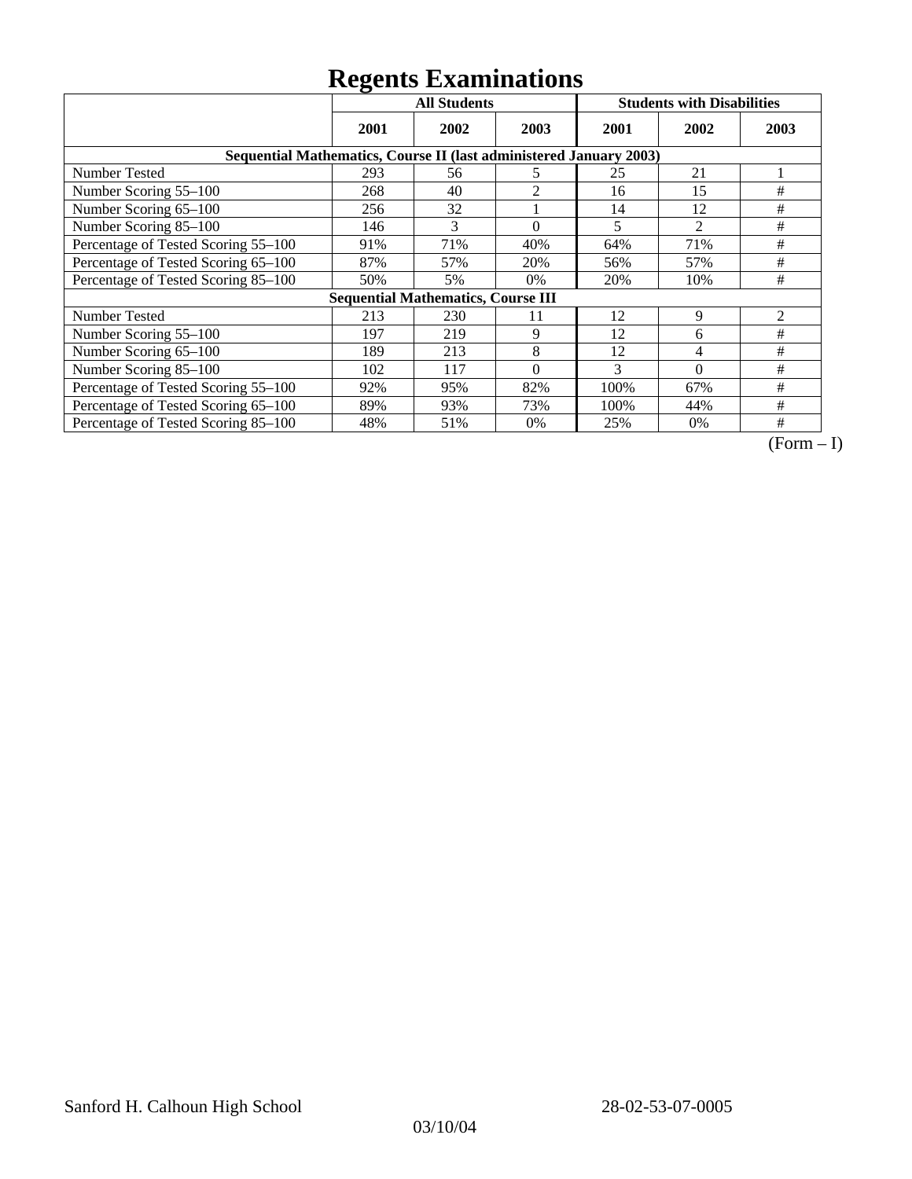# Regents Examinations

| | All Students | | | Students with Disabilities | | |
|---|---|---|---|---|---|---|
| | 2001 | 2002 | 2003 | 2001 | 2002 | 2003 |
| **Sequential Mathematics, Course II (last administered January 2003)** | | | | | | |
| Number Tested | 293 | 56 | 5 | 25 | 21 | 1 |
| Number Scoring 55–100 | 268 | 40 | 2 | 16 | 15 | # |
| Number Scoring 65–100 | 256 | 32 | 1 | 14 | 12 | # |
| Number Scoring 85–100 | 146 | 3 | 0 | 5 | 2 | # |
| Percentage of Tested Scoring 55–100 | 91% | 71% | 40% | 64% | 71% | # |
| Percentage of Tested Scoring 65–100 | 87% | 57% | 20% | 56% | 57% | # |
| Percentage of Tested Scoring 85–100 | 50% | 5% | 0% | 20% | 10% | # |
| **Sequential Mathematics, Course III** | | | | | | |
| Number Tested | 213 | 230 | 11 | 12 | 9 | 2 |
| Number Scoring 55–100 | 197 | 219 | 9 | 12 | 6 | # |
| Number Scoring 65–100 | 189 | 213 | 8 | 12 | 4 | # |
| Number Scoring 85–100 | 102 | 117 | 0 | 3 | 0 | # |
| Percentage of Tested Scoring 55–100 | 92% | 95% | 82% | 100% | 67% | # |
| Percentage of Tested Scoring 65–100 | 89% | 93% | 73% | 100% | 44% | # |
| Percentage of Tested Scoring 85–100 | 48% | 51% | 0% | 25% | 0% | # |

(Form – I)

Sanford H. Calhoun High School 28-02-53-07-0005

03/10/04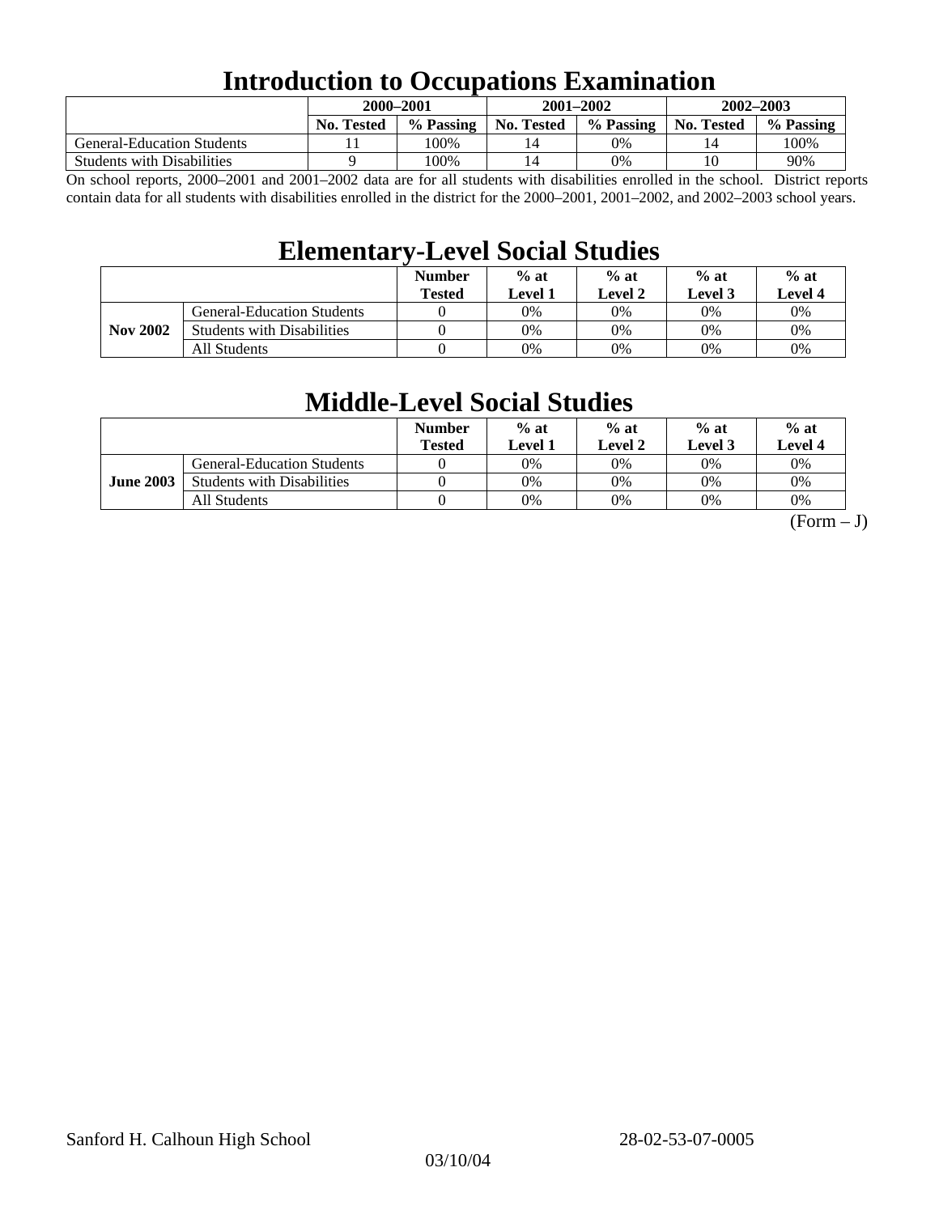# Introduction to Occupations Examination

| | 2000–2001 | | 2001–2002 | | 2002–2003 | |
|---|---|---|---|---|---|---|
| | No. Tested | % Passing | No. Tested | % Passing | No. Tested | % Passing |
| General-Education Students | 11 | 100% | 14 | 0% | 14 | 100% |
| Students with Disabilities | 9 | 100% | 14 | 0% | 10 | 90% |

On school reports, 2000–2001 and 2001–2002 data are for all students with disabilities enrolled in the school. District reports contain data for all students with disabilities enrolled in the district for the 2000–2001, 2001–2002, and 2002–2003 school years.

# Elementary-Level Social Studies

| | | Number Tested | % at Level 1 | % at Level 2 | % at Level 3 | % at Level 4 |
|---|---|---|---|---|---|---|
| **Nov 2002** | General-Education Students | 0 | 0% | 0% | 0% | 0% |
| | Students with Disabilities | 0 | 0% | 0% | 0% | 0% |
| | All Students | 0 | 0% | 0% | 0% | 0% |

# Middle-Level Social Studies

| | | Number Tested | % at Level 1 | % at Level 2 | % at Level 3 | % at Level 4 |
|---|---|---|---|---|---|---|
| **June 2003** | General-Education Students | 0 | 0% | 0% | 0% | 0% |
| | Students with Disabilities | 0 | 0% | 0% | 0% | 0% |
| | All Students | 0 | 0% | 0% | 0% | 0% |

(Form – J)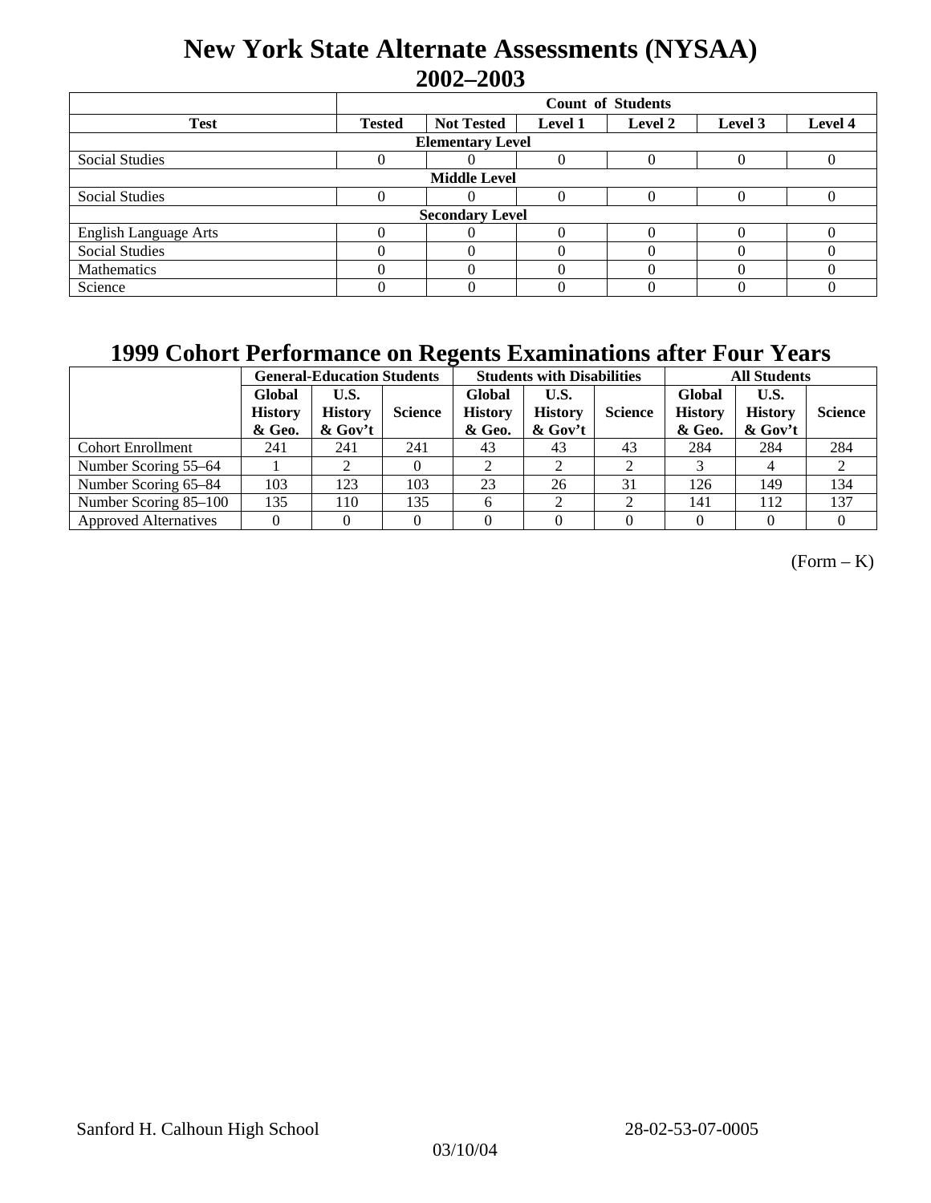# New York State Alternate Assessments (NYSAA)
## 2002–2003

| | Count of Students | | | | | |
|---|---|---|---|---|---|---|
| **Test** | **Tested** | **Not Tested** | **Level 1** | **Level 2** | **Level 3** | **Level 4** |
| **Elementary Level** | | | | | | |
| Social Studies | 0 | 0 | 0 | 0 | 0 | 0 |
| **Middle Level** | | | | | | |
| Social Studies | 0 | 0 | 0 | 0 | 0 | 0 |
| **Secondary Level** | | | | | | |
| English Language Arts | 0 | 0 | 0 | 0 | 0 | 0 |
| Social Studies | 0 | 0 | 0 | 0 | 0 | 0 |
| Mathematics | 0 | 0 | 0 | 0 | 0 | 0 |
| Science | 0 | 0 | 0 | 0 | 0 | 0 |

# 1999 Cohort Performance on Regents Examinations after Four Years

| | General-Education Students | | | Students with Disabilities | | | All Students | | |
|---|---|---|---|---|---|---|---|---|---|
| | **Global History & Geo.** | **U.S. History & Gov't** | **Science** | **Global History & Geo.** | **U.S. History & Gov't** | **Science** | **Global History & Geo.** | **U.S. History & Gov't** | **Science** |
| Cohort Enrollment | 241 | 241 | 241 | 43 | 43 | 43 | 284 | 284 | 284 |
| Number Scoring 55–64 | 1 | 2 | 0 | 2 | 2 | 2 | 3 | 4 | 2 |
| Number Scoring 65–84 | 103 | 123 | 103 | 23 | 26 | 31 | 126 | 149 | 134 |
| Number Scoring 85–100 | 135 | 110 | 135 | 6 | 2 | 2 | 141 | 112 | 137 |
| Approved Alternatives | 0 | 0 | 0 | 0 | 0 | 0 | 0 | 0 | 0 |

(Form – K)

Sanford H. Calhoun High School 28-02-53-07-0005

03/10/04